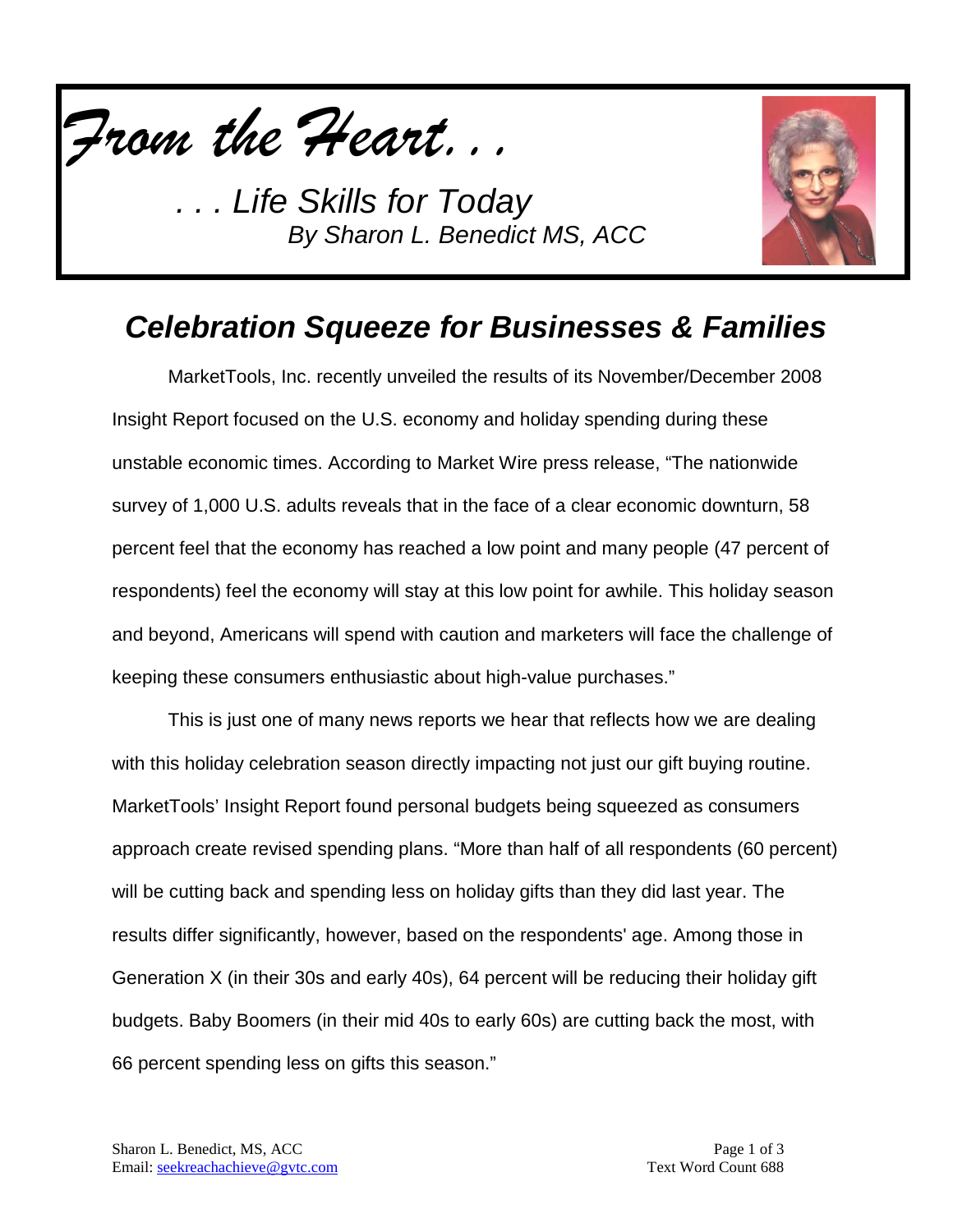*From the Heart. . .*

*. . . Life Skills for Today*
*By Sharon L. Benedict MS, ACC*

## *Celebration Squeeze for Businesses & Families*

MarketTools, Inc. recently unveiled the results of its November/December 2008 Insight Report focused on the U.S. economy and holiday spending during these unstable economic times. According to Market Wire press release, "The nationwide survey of 1,000 U.S. adults reveals that in the face of a clear economic downturn, 58 percent feel that the economy has reached a low point and many people (47 percent of respondents) feel the economy will stay at this low point for awhile. This holiday season and beyond, Americans will spend with caution and marketers will face the challenge of keeping these consumers enthusiastic about high-value purchases."

This is just one of many news reports we hear that reflects how we are dealing with this holiday celebration season directly impacting not just our gift buying routine. MarketTools' Insight Report found personal budgets being squeezed as consumers approach create revised spending plans. "More than half of all respondents (60 percent) will be cutting back and spending less on holiday gifts than they did last year. The results differ significantly, however, based on the respondents' age. Among those in Generation X (in their 30s and early 40s), 64 percent will be reducing their holiday gift budgets. Baby Boomers (in their mid 40s to early 60s) are cutting back the most, with 66 percent spending less on gifts this season."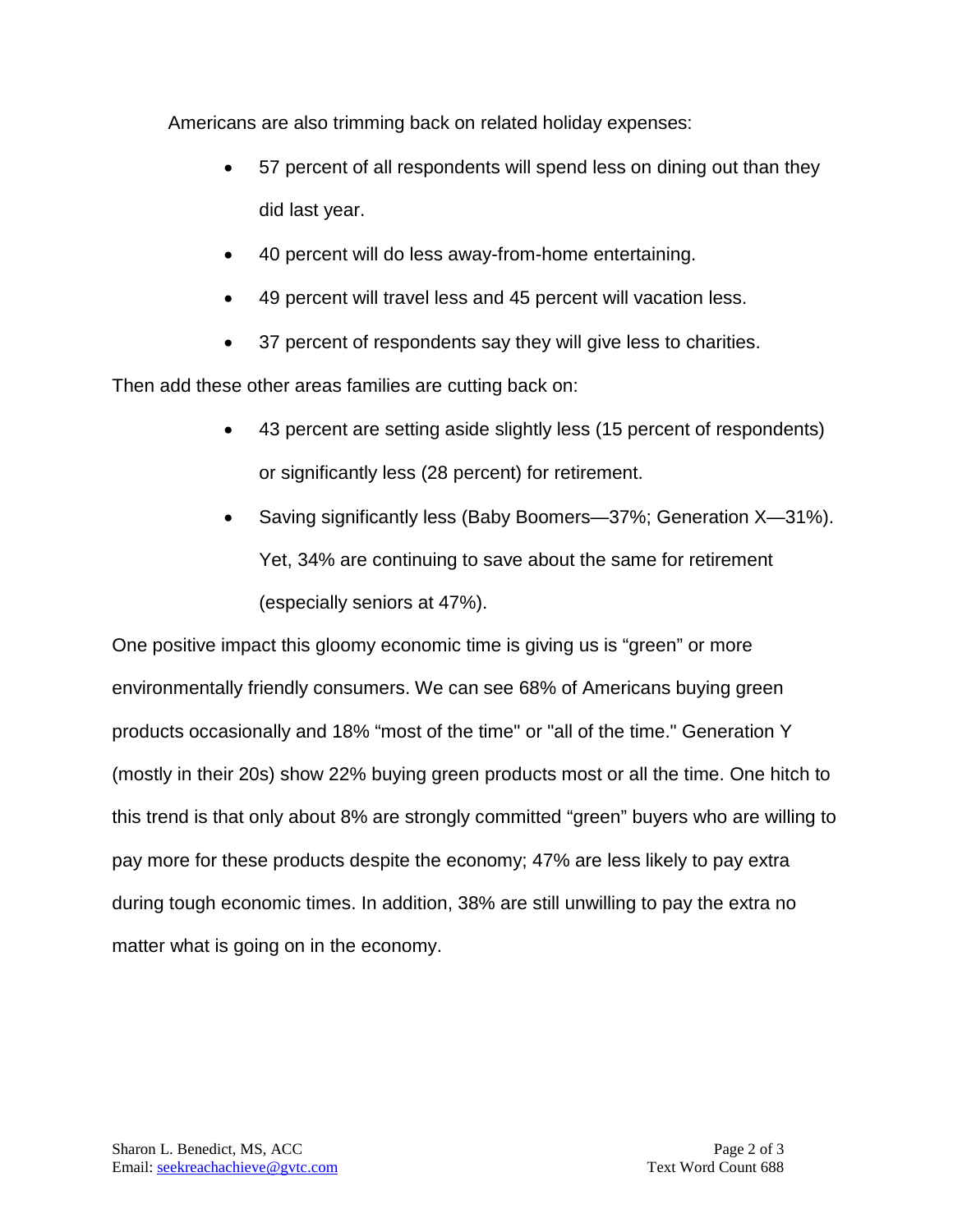Americans are also trimming back on related holiday expenses:

- 57 percent of all respondents will spend less on dining out than they did last year.
- 40 percent will do less away-from-home entertaining.
- 49 percent will travel less and 45 percent will vacation less.
- 37 percent of respondents say they will give less to charities.

Then add these other areas families are cutting back on:

- 43 percent are setting aside slightly less (15 percent of respondents) or significantly less (28 percent) for retirement.
- Saving significantly less (Baby Boomers—37%; Generation X—31%). Yet, 34% are continuing to save about the same for retirement (especially seniors at 47%).

One positive impact this gloomy economic time is giving us is "green" or more environmentally friendly consumers. We can see 68% of Americans buying green products occasionally and 18% "most of the time" or "all of the time." Generation Y (mostly in their 20s) show 22% buying green products most or all the time. One hitch to this trend is that only about 8% are strongly committed "green" buyers who are willing to pay more for these products despite the economy; 47% are less likely to pay extra during tough economic times. In addition, 38% are still unwilling to pay the extra no matter what is going on in the economy.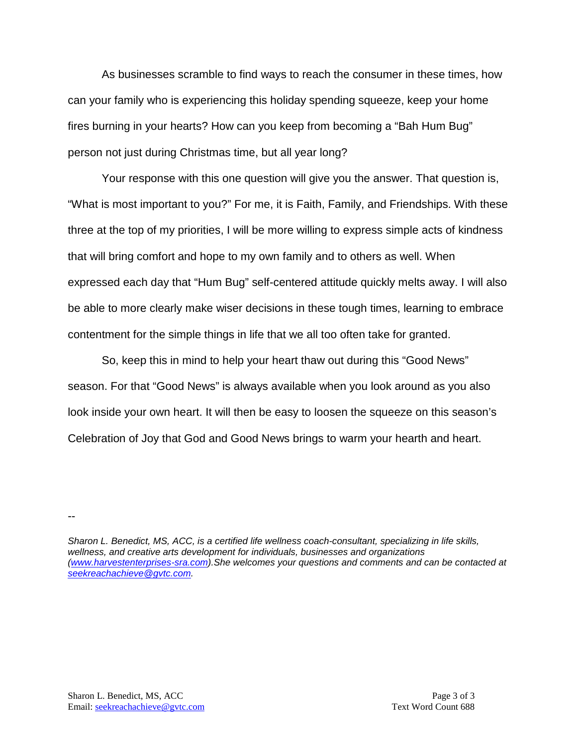As businesses scramble to find ways to reach the consumer in these times, how can your family who is experiencing this holiday spending squeeze, keep your home fires burning in your hearts? How can you keep from becoming a "Bah Hum Bug" person not just during Christmas time, but all year long?

Your response with this one question will give you the answer. That question is, "What is most important to you?" For me, it is Faith, Family, and Friendships. With these three at the top of my priorities, I will be more willing to express simple acts of kindness that will bring comfort and hope to my own family and to others as well. When expressed each day that "Hum Bug" self-centered attitude quickly melts away. I will also be able to more clearly make wiser decisions in these tough times, learning to embrace contentment for the simple things in life that we all too often take for granted.

So, keep this in mind to help your heart thaw out during this "Good News" season. For that "Good News" is always available when you look around as you also look inside your own heart. It will then be easy to loosen the squeeze on this season's Celebration of Joy that God and Good News brings to warm your hearth and heart.

--

*Sharon L. Benedict, MS, ACC, is a certified life wellness coach-consultant, specializing in life skills, wellness, and creative arts development for individuals, businesses and organizations ([www.harvestenterprises-sra.com](http://www.harvestenterprises-sra.com)).She welcomes your questions and comments and can be contacted at [seekreachachieve@gvtc.com](mailto:seekreachachieve@gvtc.com).*

Text Word Count 688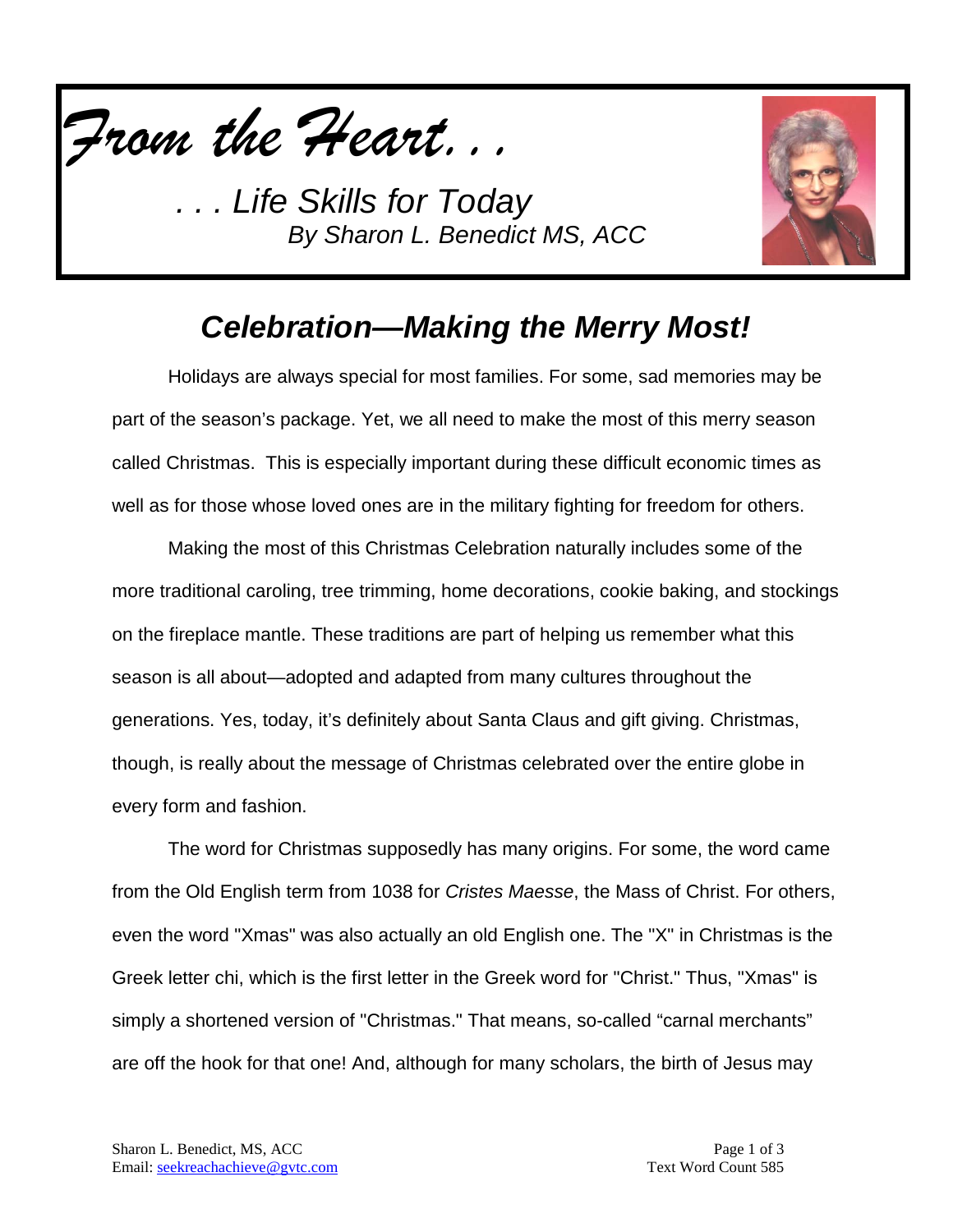*From the Heart. . .*

*. . . Life Skills for Today*
*By Sharon L. Benedict MS, ACC*

## *Celebration—Making the Merry Most!*

Holidays are always special for most families. For some, sad memories may be part of the season's package. Yet, we all need to make the most of this merry season called Christmas. This is especially important during these difficult economic times as well as for those whose loved ones are in the military fighting for freedom for others.

Making the most of this Christmas Celebration naturally includes some of the more traditional caroling, tree trimming, home decorations, cookie baking, and stockings on the fireplace mantle. These traditions are part of helping us remember what this season is all about—adopted and adapted from many cultures throughout the generations. Yes, today, it's definitely about Santa Claus and gift giving. Christmas, though, is really about the message of Christmas celebrated over the entire globe in every form and fashion.

The word for Christmas supposedly has many origins. For some, the word came from the Old English term from 1038 for *Cristes Maesse*, the Mass of Christ. For others, even the word "Xmas" was also actually an old English one. The "X" in Christmas is the Greek letter chi, which is the first letter in the Greek word for "Christ." Thus, "Xmas" is simply a shortened version of "Christmas." That means, so-called "carnal merchants" are off the hook for that one! And, although for many scholars, the birth of Jesus may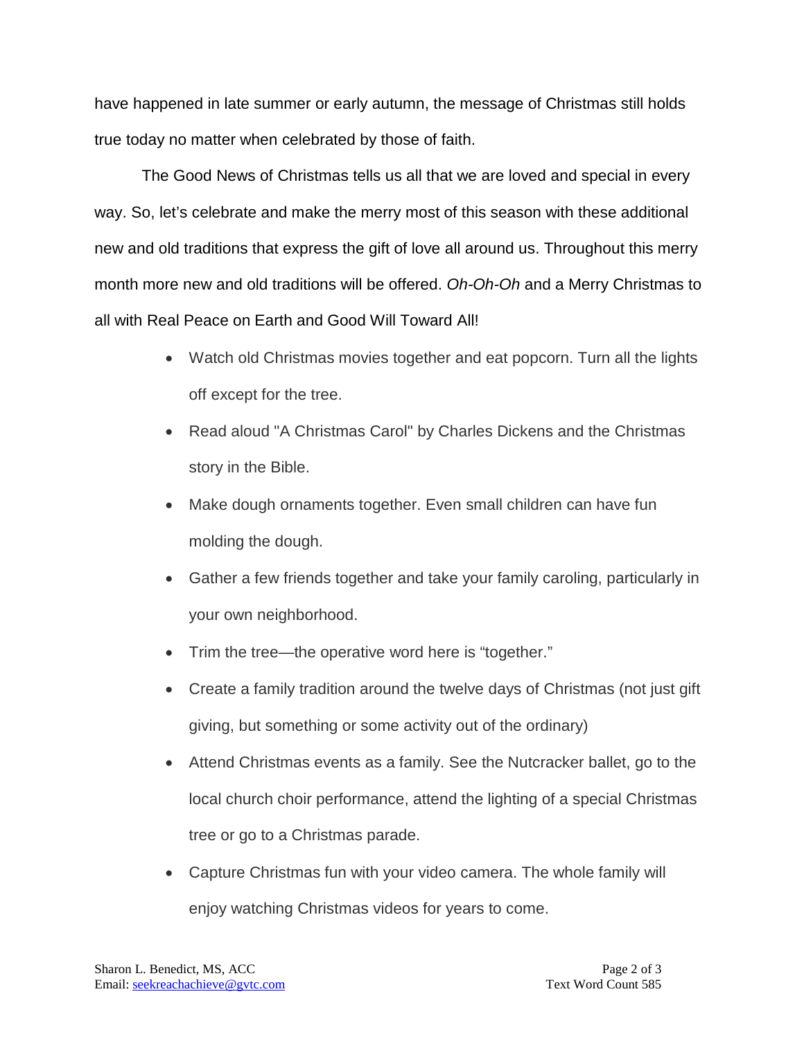have happened in late summer or early autumn, the message of Christmas still holds true today no matter when celebrated by those of faith.

The Good News of Christmas tells us all that we are loved and special in every way. So, let's celebrate and make the merry most of this season with these additional new and old traditions that express the gift of love all around us. Throughout this merry month more new and old traditions will be offered. *Oh-Oh-Oh* and a Merry Christmas to all with Real Peace on Earth and Good Will Toward All!

- Watch old Christmas movies together and eat popcorn. Turn all the lights off except for the tree.
- Read aloud "A Christmas Carol" by Charles Dickens and the Christmas story in the Bible.
- Make dough ornaments together. Even small children can have fun molding the dough.
- Gather a few friends together and take your family caroling, particularly in your own neighborhood.
- Trim the tree—the operative word here is "together."
- Create a family tradition around the twelve days of Christmas (not just gift giving, but something or some activity out of the ordinary)
- Attend Christmas events as a family. See the Nutcracker ballet, go to the local church choir performance, attend the lighting of a special Christmas tree or go to a Christmas parade.
- Capture Christmas fun with your video camera. The whole family will enjoy watching Christmas videos for years to come.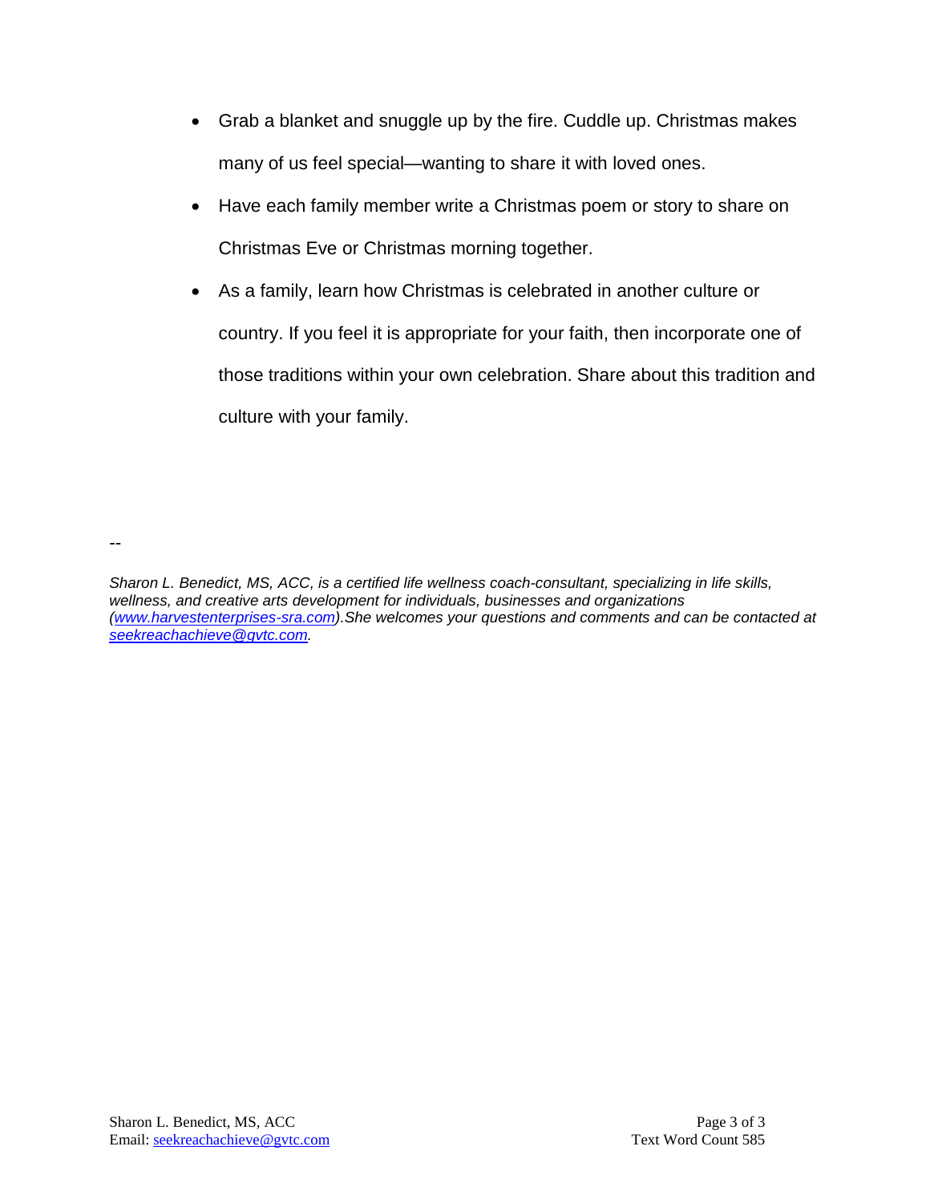- Grab a blanket and snuggle up by the fire. Cuddle up. Christmas makes many of us feel special—wanting to share it with loved ones.
- Have each family member write a Christmas poem or story to share on Christmas Eve or Christmas morning together.
- As a family, learn how Christmas is celebrated in another culture or country. If you feel it is appropriate for your faith, then incorporate one of those traditions within your own celebration. Share about this tradition and culture with your family.

--

*Sharon L. Benedict, MS, ACC, is a certified life wellness coach-consultant, specializing in life skills, wellness, and creative arts development for individuals, businesses and organizations ([www.harvestenterprises-sra.com](http://www.harvestenterprises-sra.com)).She welcomes your questions and comments and can be contacted at [seekreachachieve@gvtc.com](mailto:seekreachachieve@gvtc.com).*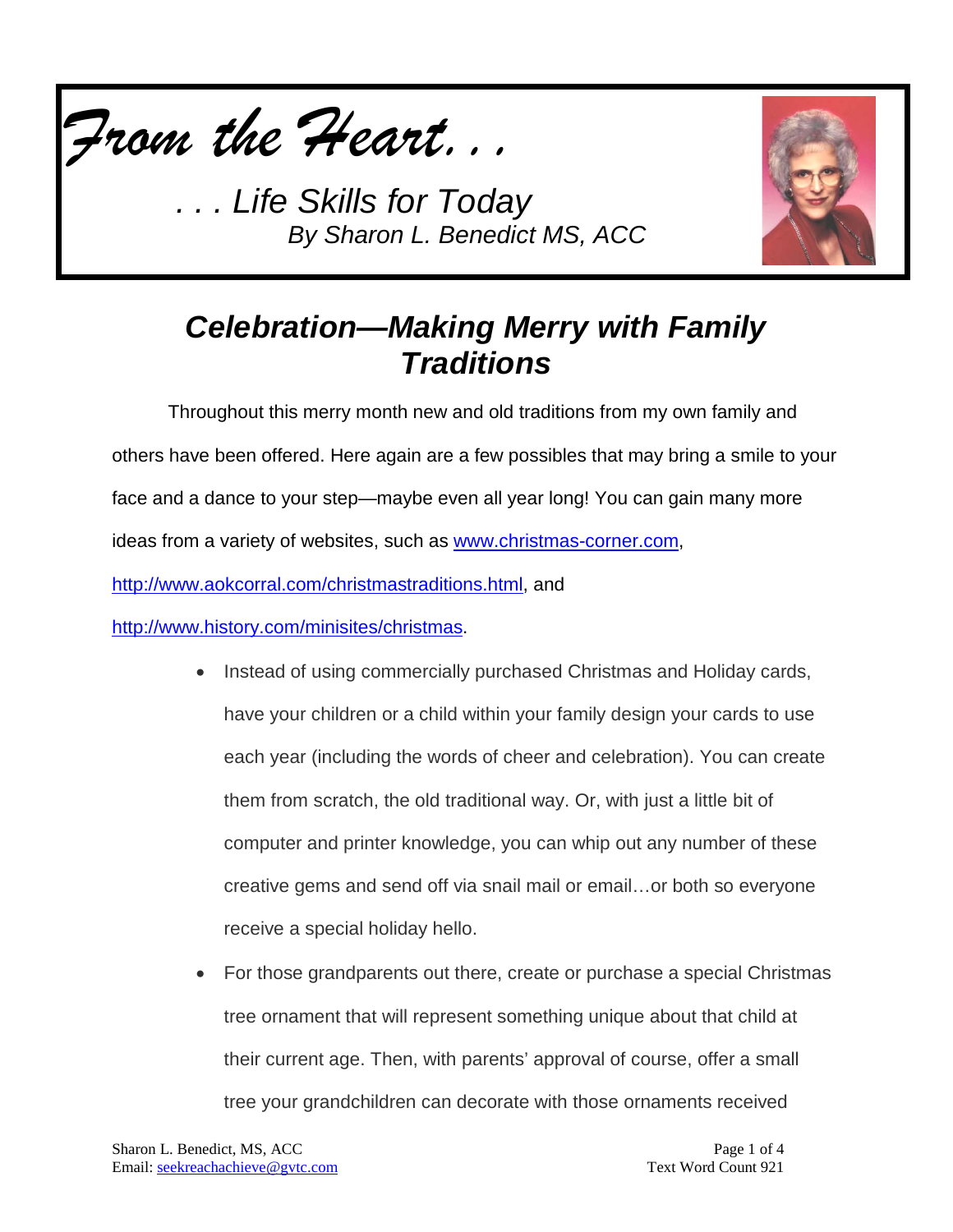*From the Heart. . .*

*. . . Life Skills for Today*
*By Sharon L. Benedict MS, ACC*

# Celebration—Making Merry with Family Traditions

Throughout this merry month new and old traditions from my own family and others have been offered. Here again are a few possibles that may bring a smile to your face and a dance to your step—maybe even all year long! You can gain many more ideas from a variety of websites, such as www.christmas-corner.com, http://www.aokcorral.com/christmastraditions.html, and http://www.history.com/minisites/christmas.

- Instead of using commercially purchased Christmas and Holiday cards, have your children or a child within your family design your cards to use each year (including the words of cheer and celebration). You can create them from scratch, the old traditional way. Or, with just a little bit of computer and printer knowledge, you can whip out any number of these creative gems and send off via snail mail or email…or both so everyone receive a special holiday hello.
- For those grandparents out there, create or purchase a special Christmas tree ornament that will represent something unique about that child at their current age. Then, with parents' approval of course, offer a small tree your grandchildren can decorate with those ornaments received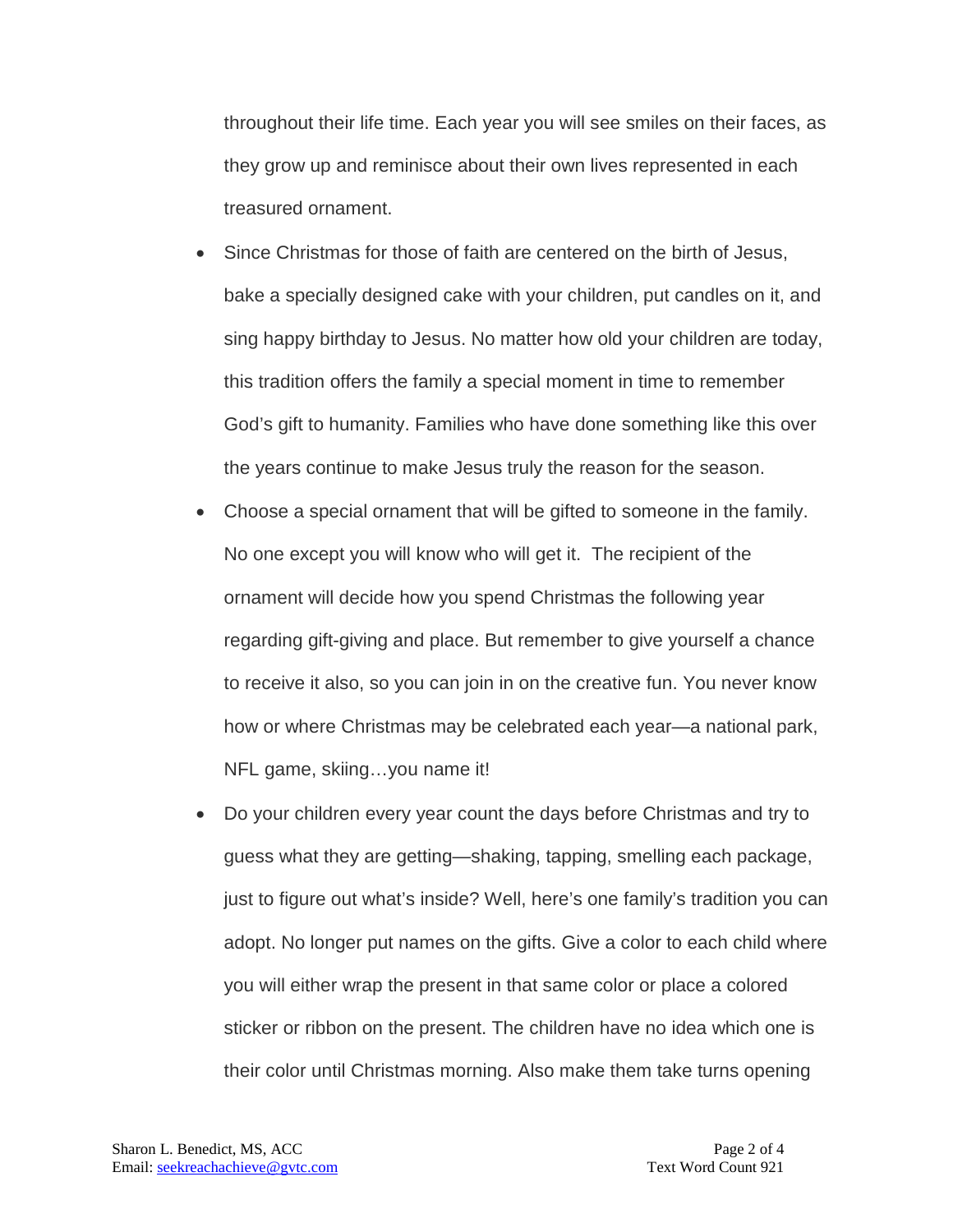throughout their life time. Each year you will see smiles on their faces, as they grow up and reminisce about their own lives represented in each treasured ornament.

- Since Christmas for those of faith are centered on the birth of Jesus, bake a specially designed cake with your children, put candles on it, and sing happy birthday to Jesus. No matter how old your children are today, this tradition offers the family a special moment in time to remember God's gift to humanity. Families who have done something like this over the years continue to make Jesus truly the reason for the season.
- Choose a special ornament that will be gifted to someone in the family. No one except you will know who will get it. The recipient of the ornament will decide how you spend Christmas the following year regarding gift-giving and place. But remember to give yourself a chance to receive it also, so you can join in on the creative fun. You never know how or where Christmas may be celebrated each year—a national park, NFL game, skiing…you name it!
- Do your children every year count the days before Christmas and try to guess what they are getting—shaking, tapping, smelling each package, just to figure out what's inside? Well, here's one family's tradition you can adopt. No longer put names on the gifts. Give a color to each child where you will either wrap the present in that same color or place a colored sticker or ribbon on the present. The children have no idea which one is their color until Christmas morning. Also make them take turns opening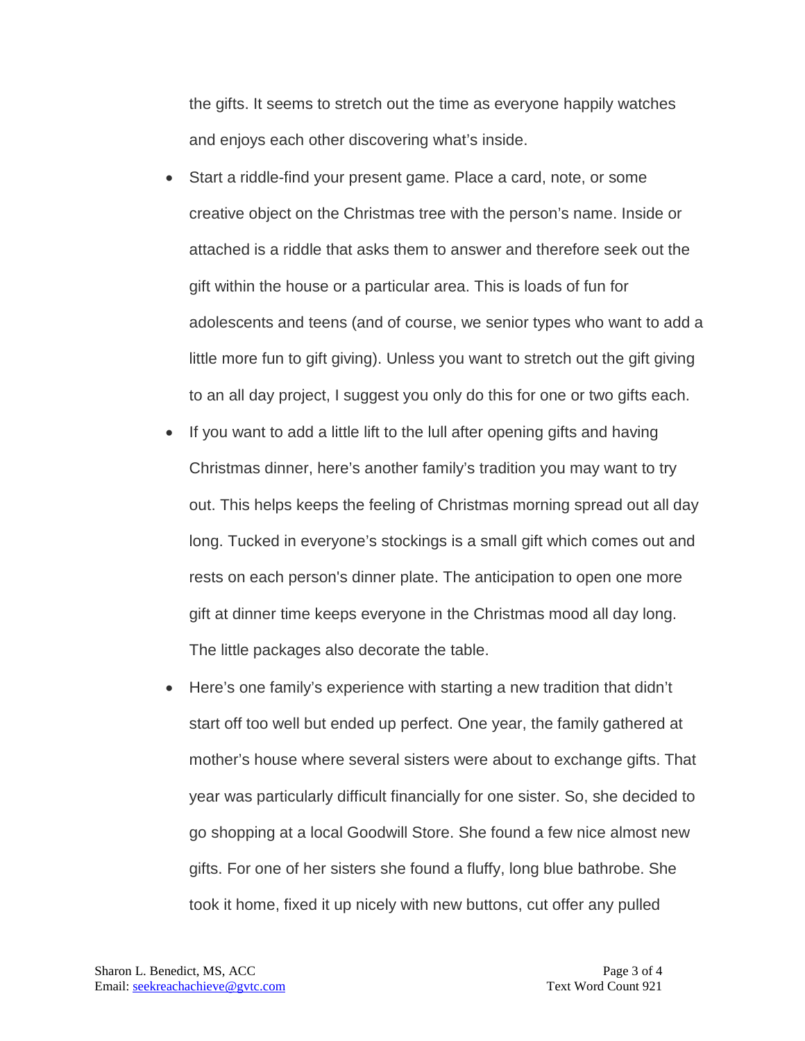the gifts. It seems to stretch out the time as everyone happily watches and enjoys each other discovering what's inside.

- Start a riddle-find your present game. Place a card, note, or some creative object on the Christmas tree with the person's name. Inside or attached is a riddle that asks them to answer and therefore seek out the gift within the house or a particular area. This is loads of fun for adolescents and teens (and of course, we senior types who want to add a little more fun to gift giving). Unless you want to stretch out the gift giving to an all day project, I suggest you only do this for one or two gifts each.
- If you want to add a little lift to the lull after opening gifts and having Christmas dinner, here's another family's tradition you may want to try out. This helps keeps the feeling of Christmas morning spread out all day long. Tucked in everyone's stockings is a small gift which comes out and rests on each person's dinner plate. The anticipation to open one more gift at dinner time keeps everyone in the Christmas mood all day long. The little packages also decorate the table.
- Here's one family's experience with starting a new tradition that didn't start off too well but ended up perfect. One year, the family gathered at mother's house where several sisters were about to exchange gifts. That year was particularly difficult financially for one sister. So, she decided to go shopping at a local Goodwill Store. She found a few nice almost new gifts. For one of her sisters she found a fluffy, long blue bathrobe. She took it home, fixed it up nicely with new buttons, cut offer any pulled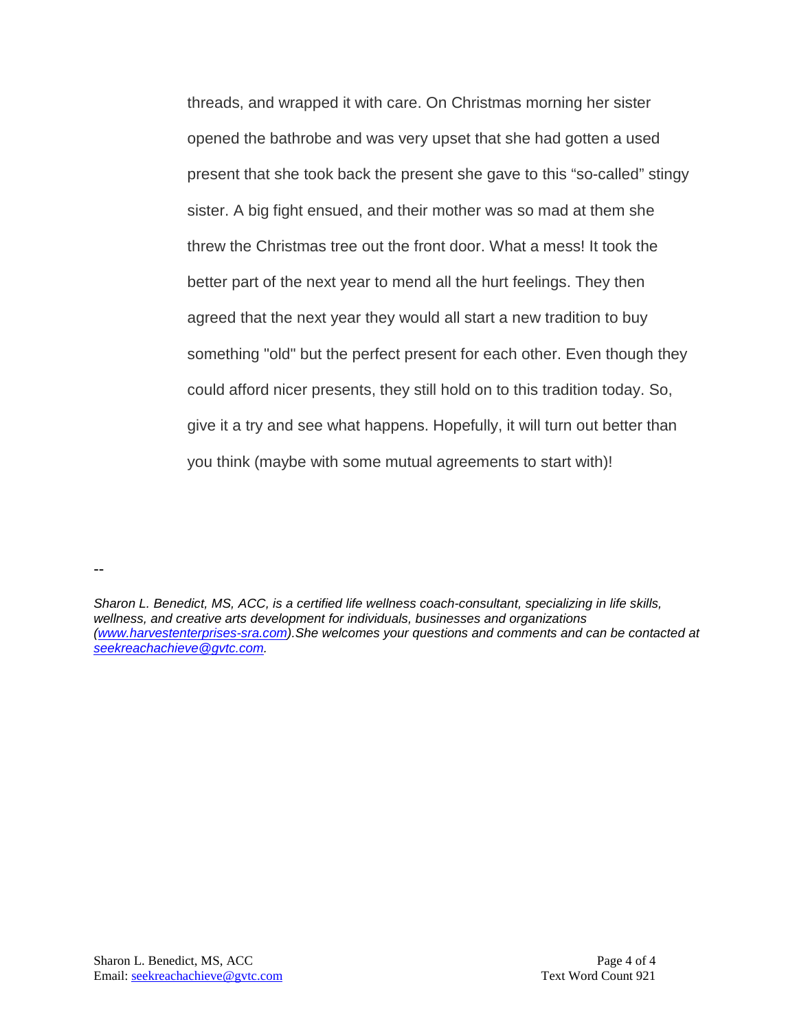threads, and wrapped it with care. On Christmas morning her sister opened the bathrobe and was very upset that she had gotten a used present that she took back the present she gave to this “so-called” stingy sister. A big fight ensued, and their mother was so mad at them she threw the Christmas tree out the front door. What a mess! It took the better part of the next year to mend all the hurt feelings. They then agreed that the next year they would all start a new tradition to buy something "old" but the perfect present for each other. Even though they could afford nicer presents, they still hold on to this tradition today. So, give it a try and see what happens. Hopefully, it will turn out better than you think (maybe with some mutual agreements to start with)!

--

*Sharon L. Benedict, MS, ACC, is a certified life wellness coach-consultant, specializing in life skills, wellness, and creative arts development for individuals, businesses and organizations ([www.harvestenterprises-sra.com](http://www.harvestenterprises-sra.com)).She welcomes your questions and comments and can be contacted at [seekreachachieve@gvtc.com](mailto:seekreachachieve@gvtc.com).*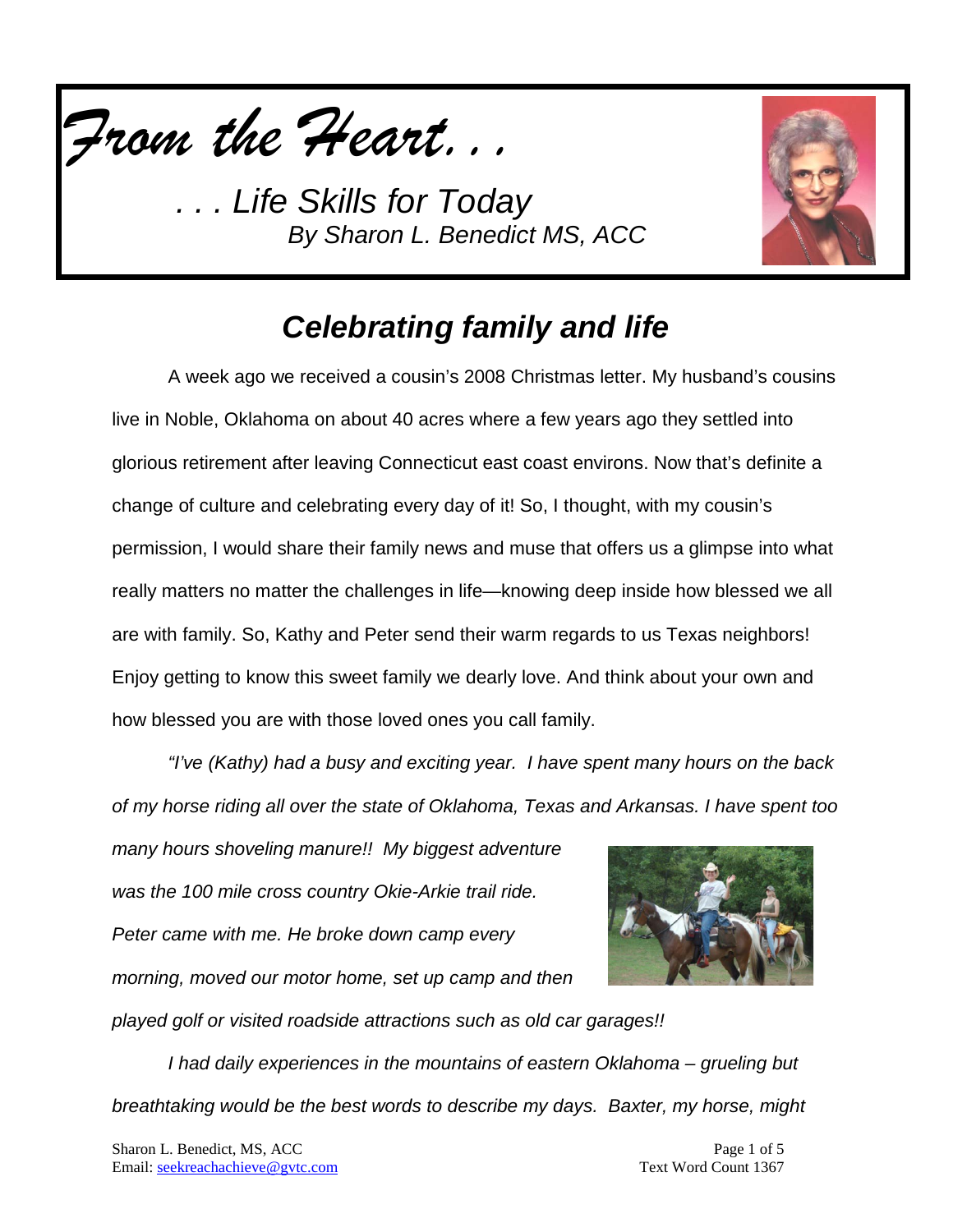# *From the Heart. . .*

*. . . Life Skills for Today*
*By Sharon L. Benedict MS, ACC*

## *Celebrating family and life*

A week ago we received a cousin's 2008 Christmas letter. My husband's cousins live in Noble, Oklahoma on about 40 acres where a few years ago they settled into glorious retirement after leaving Connecticut east coast environs. Now that's definite a change of culture and celebrating every day of it! So, I thought, with my cousin's permission, I would share their family news and muse that offers us a glimpse into what really matters no matter the challenges in life—knowing deep inside how blessed we all are with family. So, Kathy and Peter send their warm regards to us Texas neighbors! Enjoy getting to know this sweet family we dearly love. And think about your own and how blessed you are with those loved ones you call family.

*"I've (Kathy) had a busy and exciting year. I have spent many hours on the back of my horse riding all over the state of Oklahoma, Texas and Arkansas. I have spent too many hours shoveling manure!! My biggest adventure was the 100 mile cross country Okie-Arkie trail ride. Peter came with me. He broke down camp every morning, moved our motor home, set up camp and then played golf or visited roadside attractions such as old car garages!!*

*I had daily experiences in the mountains of eastern Oklahoma – grueling but breathtaking would be the best words to describe my days. Baxter, my horse, might*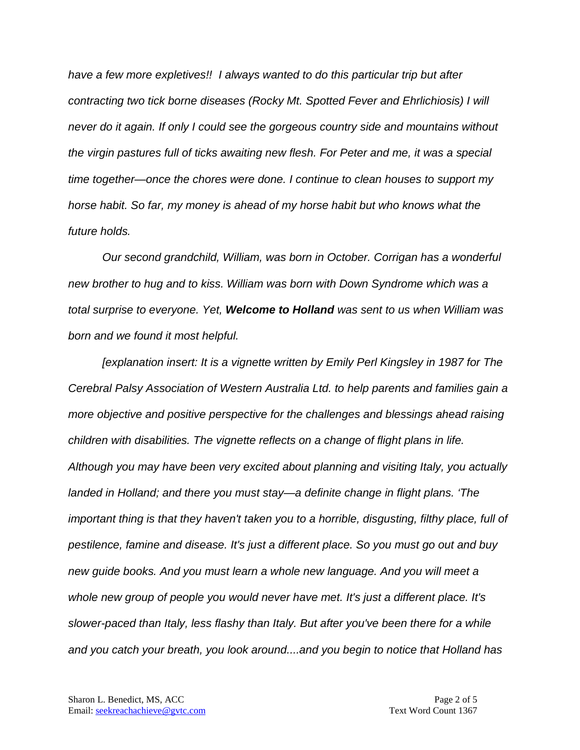*have a few more expletives!! I always wanted to do this particular trip but after contracting two tick borne diseases (Rocky Mt. Spotted Fever and Ehrlichiosis) I will never do it again. If only I could see the gorgeous country side and mountains without the virgin pastures full of ticks awaiting new flesh. For Peter and me, it was a special time together—once the chores were done. I continue to clean houses to support my horse habit. So far, my money is ahead of my horse habit but who knows what the future holds.*

*Our second grandchild, William, was born in October. Corrigan has a wonderful new brother to hug and to kiss. William was born with Down Syndrome which was a total surprise to everyone. Yet, **Welcome to Holland** was sent to us when William was born and we found it most helpful.*

*[explanation insert: It is a vignette written by Emily Perl Kingsley in 1987 for The Cerebral Palsy Association of Western Australia Ltd. to help parents and families gain a more objective and positive perspective for the challenges and blessings ahead raising children with disabilities. The vignette reflects on a change of flight plans in life. Although you may have been very excited about planning and visiting Italy, you actually landed in Holland; and there you must stay—a definite change in flight plans. 'The important thing is that they haven't taken you to a horrible, disgusting, filthy place, full of pestilence, famine and disease. It's just a different place. So you must go out and buy new guide books. And you must learn a whole new language. And you will meet a whole new group of people you would never have met. It's just a different place. It's slower-paced than Italy, less flashy than Italy. But after you've been there for a while and you catch your breath, you look around....and you begin to notice that Holland has*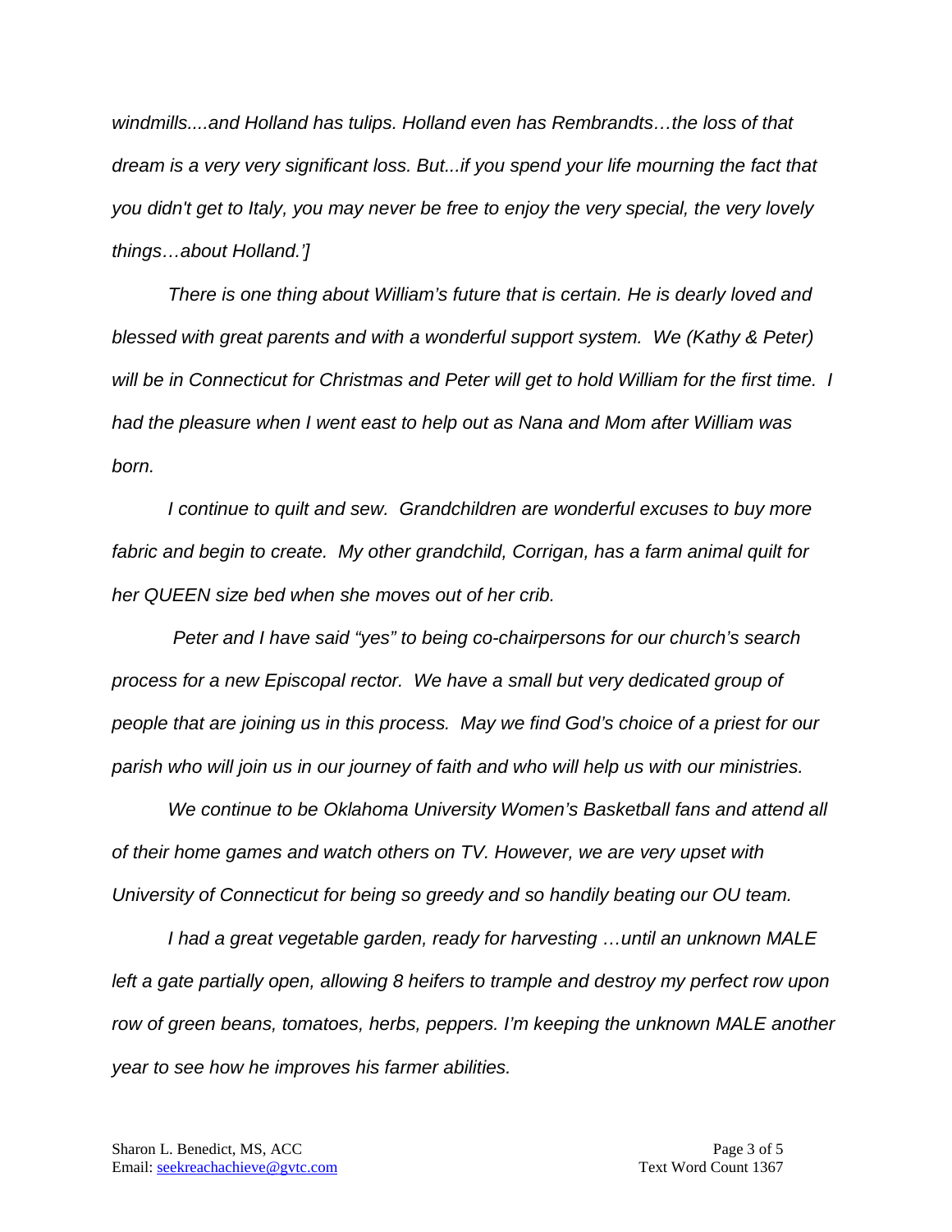*windmills....and Holland has tulips. Holland even has Rembrandts…the loss of that dream is a very very significant loss. But...if you spend your life mourning the fact that you didn't get to Italy, you may never be free to enjoy the very special, the very lovely things…about Holland.']*

*There is one thing about William's future that is certain. He is dearly loved and blessed with great parents and with a wonderful support system. We (Kathy & Peter) will be in Connecticut for Christmas and Peter will get to hold William for the first time. I had the pleasure when I went east to help out as Nana and Mom after William was born.*

*I continue to quilt and sew. Grandchildren are wonderful excuses to buy more fabric and begin to create. My other grandchild, Corrigan, has a farm animal quilt for her QUEEN size bed when she moves out of her crib.*

*Peter and I have said "yes" to being co-chairpersons for our church's search process for a new Episcopal rector. We have a small but very dedicated group of people that are joining us in this process. May we find God's choice of a priest for our parish who will join us in our journey of faith and who will help us with our ministries.*

*We continue to be Oklahoma University Women's Basketball fans and attend all of their home games and watch others on TV. However, we are very upset with University of Connecticut for being so greedy and so handily beating our OU team.*

*I had a great vegetable garden, ready for harvesting …until an unknown MALE left a gate partially open, allowing 8 heifers to trample and destroy my perfect row upon row of green beans, tomatoes, herbs, peppers. I'm keeping the unknown MALE another year to see how he improves his farmer abilities.*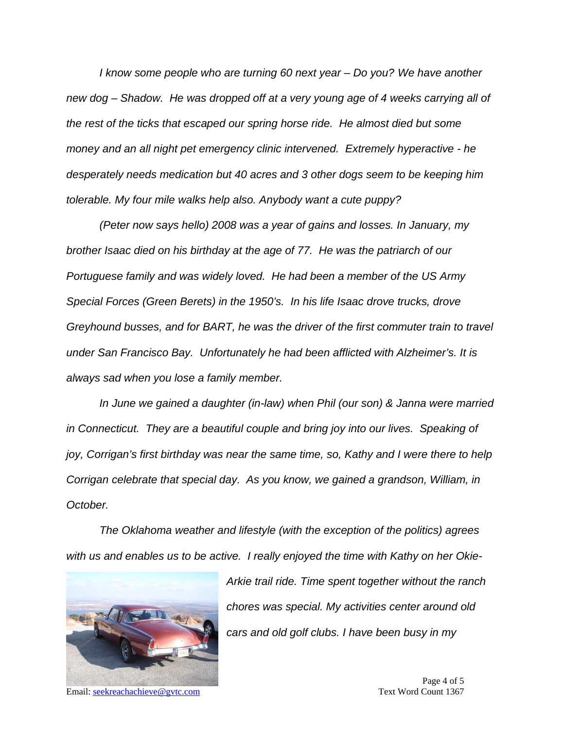*I know some people who are turning 60 next year – Do you? We have another new dog – Shadow. He was dropped off at a very young age of 4 weeks carrying all of the rest of the ticks that escaped our spring horse ride. He almost died but some money and an all night pet emergency clinic intervened. Extremely hyperactive - he desperately needs medication but 40 acres and 3 other dogs seem to be keeping him tolerable. My four mile walks help also. Anybody want a cute puppy?*

*(Peter now says hello) 2008 was a year of gains and losses. In January, my brother Isaac died on his birthday at the age of 77. He was the patriarch of our Portuguese family and was widely loved. He had been a member of the US Army Special Forces (Green Berets) in the 1950's. In his life Isaac drove trucks, drove Greyhound busses, and for BART, he was the driver of the first commuter train to travel under San Francisco Bay. Unfortunately he had been afflicted with Alzheimer's. It is always sad when you lose a family member.*

*In June we gained a daughter (in-law) when Phil (our son) & Janna were married in Connecticut. They are a beautiful couple and bring joy into our lives. Speaking of joy, Corrigan's first birthday was near the same time, so, Kathy and I were there to help Corrigan celebrate that special day. As you know, we gained a grandson, William, in October.*

*The Oklahoma weather and lifestyle (with the exception of the politics) agrees with us and enables us to be active. I really enjoyed the time with Kathy on her Okie-Arkie trail ride. Time spent together without the ranch chores was special. My activities center around old cars and old golf clubs. I have been busy in my*

Email: seekreachachieve@gvtc.com

Text Word Count 1367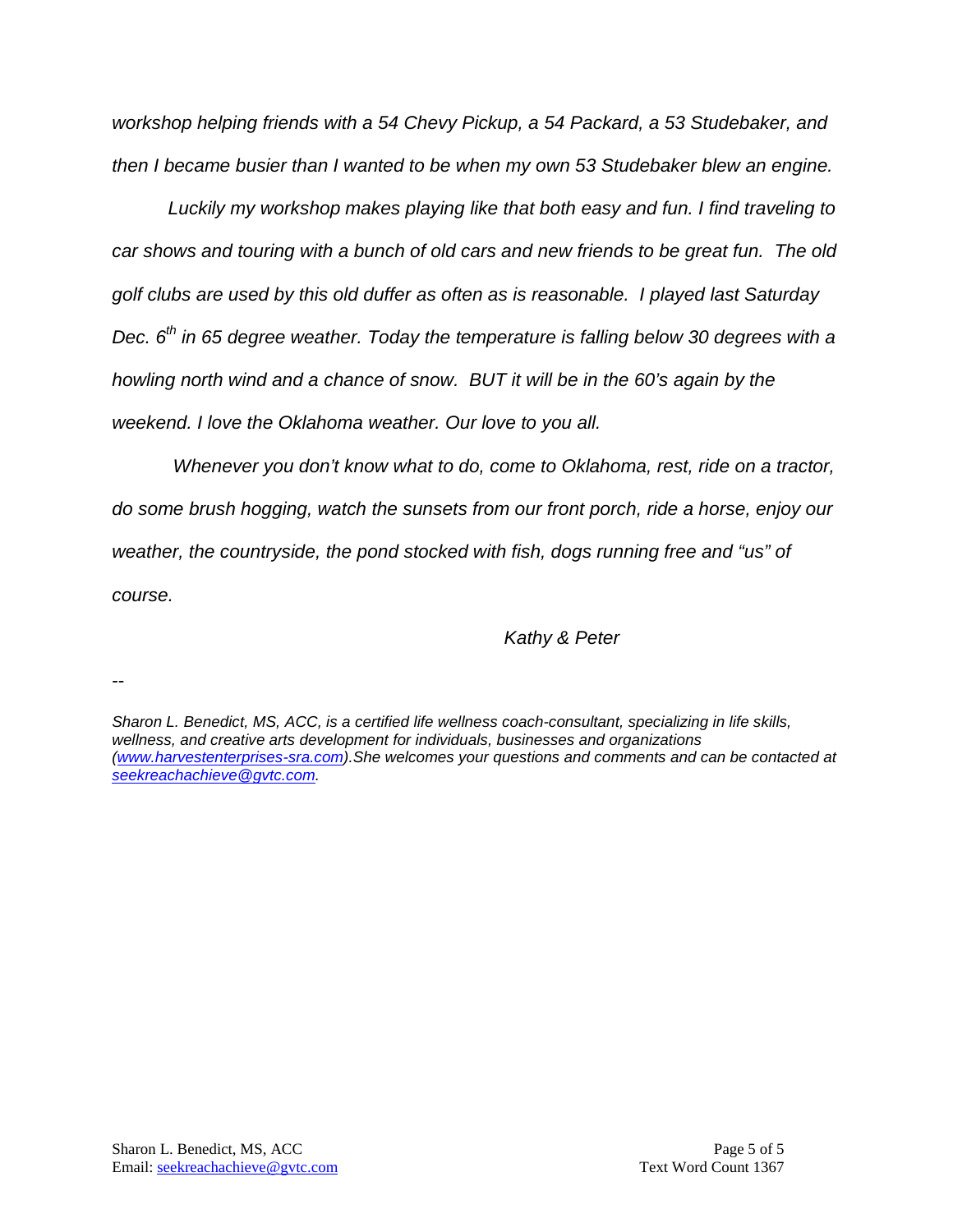*workshop helping friends with a 54 Chevy Pickup, a 54 Packard, a 53 Studebaker, and then I became busier than I wanted to be when my own 53 Studebaker blew an engine.*

*Luckily my workshop makes playing like that both easy and fun. I find traveling to car shows and touring with a bunch of old cars and new friends to be great fun. The old golf clubs are used by this old duffer as often as is reasonable. I played last Saturday Dec. 6th in 65 degree weather. Today the temperature is falling below 30 degrees with a howling north wind and a chance of snow. BUT it will be in the 60's again by the weekend. I love the Oklahoma weather. Our love to you all.*

*Whenever you don't know what to do, come to Oklahoma, rest, ride on a tractor, do some brush hogging, watch the sunsets from our front porch, ride a horse, enjoy our weather, the countryside, the pond stocked with fish, dogs running free and "us" of course.*

*Kathy & Peter*

--

*Sharon L. Benedict, MS, ACC, is a certified life wellness coach-consultant, specializing in life skills, wellness, and creative arts development for individuals, businesses and organizations (www.harvestenterprises-sra.com).She welcomes your questions and comments and can be contacted at seekreachachieve@gvtc.com.*

Sharon L. Benedict, MS, ACC
Email: seekreachachieve@gvtc.com

Text Word Count 1367